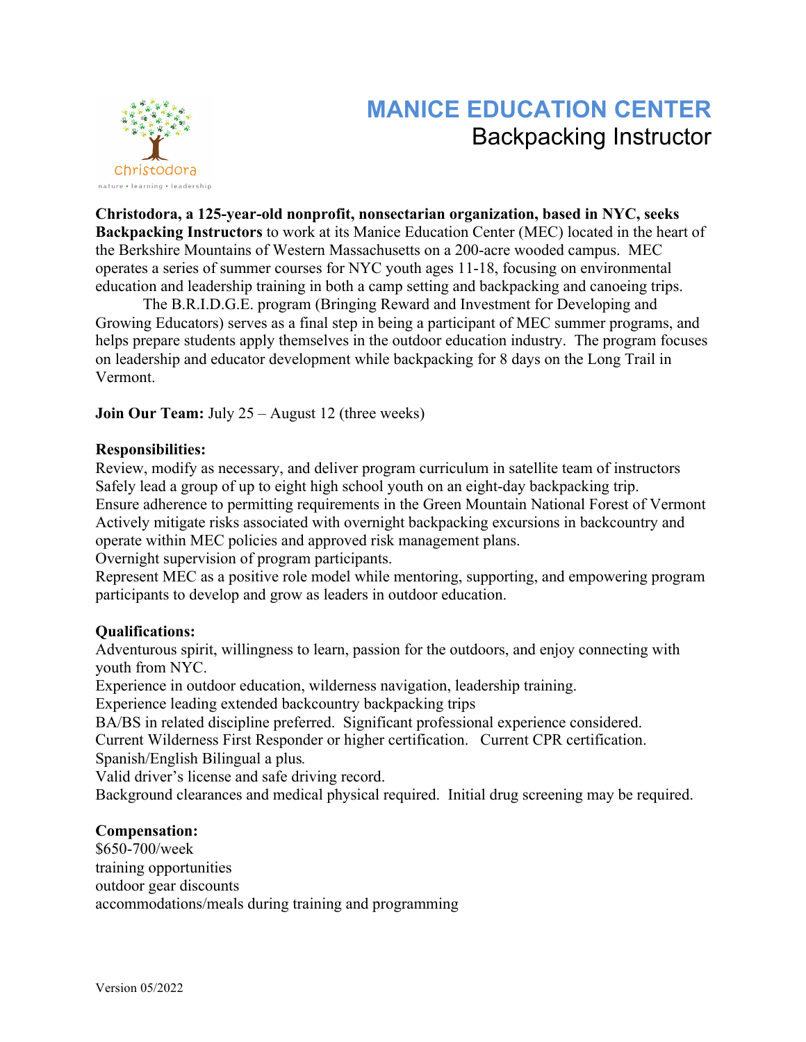# MANICE EDUCATION CENTER

## Backpacking Instructor

christodora
nature • learning • leadership

**Christodora, a 125-year-old nonprofit, nonsectarian organization, based in NYC, seeks Backpacking Instructors** to work at its Manice Education Center (MEC) located in the heart of the Berkshire Mountains of Western Massachusetts on a 200-acre wooded campus. MEC operates a series of summer courses for NYC youth ages 11-18, focusing on environmental education and leadership training in both a camp setting and backpacking and canoeing trips.

The B.R.I.D.G.E. program (Bringing Reward and Investment for Developing and Growing Educators) serves as a final step in being a participant of MEC summer programs, and helps prepare students apply themselves in the outdoor education industry. The program focuses on leadership and educator development while backpacking for 8 days on the Long Trail in Vermont.

**Join Our Team:** July 25 – August 12 (three weeks)

**Responsibilities:**

Review, modify as necessary, and deliver program curriculum in satellite team of instructors
Safely lead a group of up to eight high school youth on an eight-day backpacking trip.
Ensure adherence to permitting requirements in the Green Mountain National Forest of Vermont
Actively mitigate risks associated with overnight backpacking excursions in backcountry and operate within MEC policies and approved risk management plans.
Overnight supervision of program participants.
Represent MEC as a positive role model while mentoring, supporting, and empowering program participants to develop and grow as leaders in outdoor education.

**Qualifications:**

Adventurous spirit, willingness to learn, passion for the outdoors, and enjoy connecting with youth from NYC.
Experience in outdoor education, wilderness navigation, leadership training.
Experience leading extended backcountry backpacking trips
BA/BS in related discipline preferred. Significant professional experience considered.
Current Wilderness First Responder or higher certification. Current CPR certification.
Spanish/English Bilingual a plus.
Valid driver's license and safe driving record.
Background clearances and medical physical required. Initial drug screening may be required.

**Compensation:**

$650-700/week
training opportunities
outdoor gear discounts
accommodations/meals during training and programming

Version 05/2022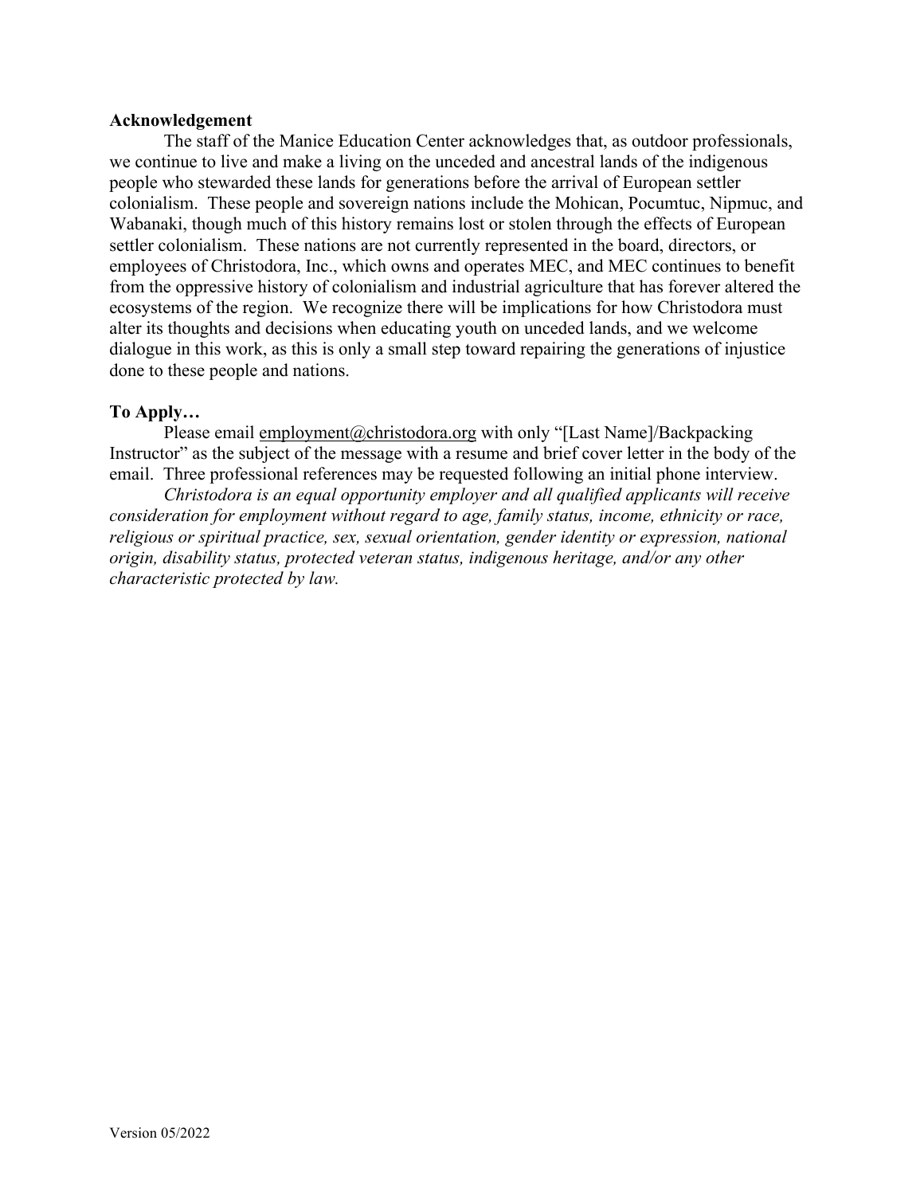**Acknowledgement**

The staff of the Manice Education Center acknowledges that, as outdoor professionals, we continue to live and make a living on the unceded and ancestral lands of the indigenous people who stewarded these lands for generations before the arrival of European settler colonialism. These people and sovereign nations include the Mohican, Pocumtuc, Nipmuc, and Wabanaki, though much of this history remains lost or stolen through the effects of European settler colonialism. These nations are not currently represented in the board, directors, or employees of Christodora, Inc., which owns and operates MEC, and MEC continues to benefit from the oppressive history of colonialism and industrial agriculture that has forever altered the ecosystems of the region. We recognize there will be implications for how Christodora must alter its thoughts and decisions when educating youth on unceded lands, and we welcome dialogue in this work, as this is only a small step toward repairing the generations of injustice done to these people and nations.

**To Apply…**

Please email employment@christodora.org with only "[Last Name]/Backpacking Instructor" as the subject of the message with a resume and brief cover letter in the body of the email. Three professional references may be requested following an initial phone interview.

*Christodora is an equal opportunity employer and all qualified applicants will receive consideration for employment without regard to age, family status, income, ethnicity or race, religious or spiritual practice, sex, sexual orientation, gender identity or expression, national origin, disability status, protected veteran status, indigenous heritage, and/or any other characteristic protected by law.*

Version 05/2022